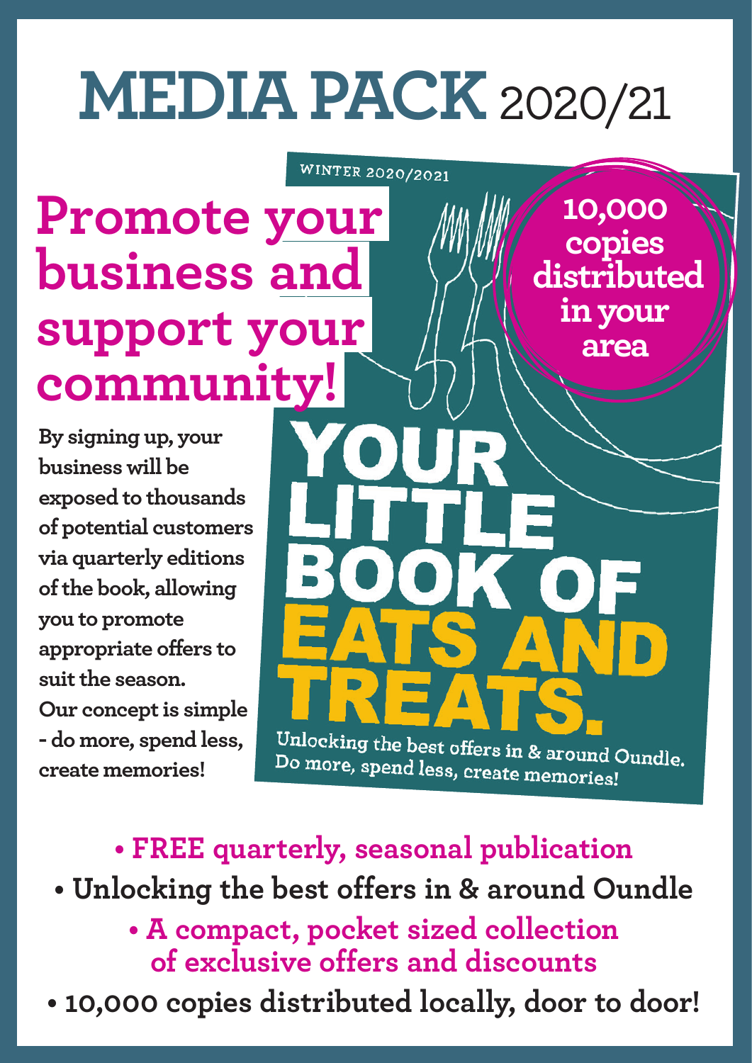# MEDIA PACK 2020/21

## Promote your business and support your community!

**By signing up, your business will be exposed to thousands of potential customers via quarterly editions of the book, allowing you to promote appropriate offers to suit the season. Our concept is simple - do more, spend less, create memories!**

WINTER 2020/2021

**10,000 copies distributed in your area**

YOUR LITTLE BOOK OF EATS AND TREATS.

Unlocking the best offers in & around Oundle.
Do more, spend less, create memories!

- **FREE quarterly, seasonal publication**
- **Unlocking the best offers in & around Oundle**
- **A compact, pocket sized collection of exclusive offers and discounts**
- **10,000 copies distributed locally, door to door!**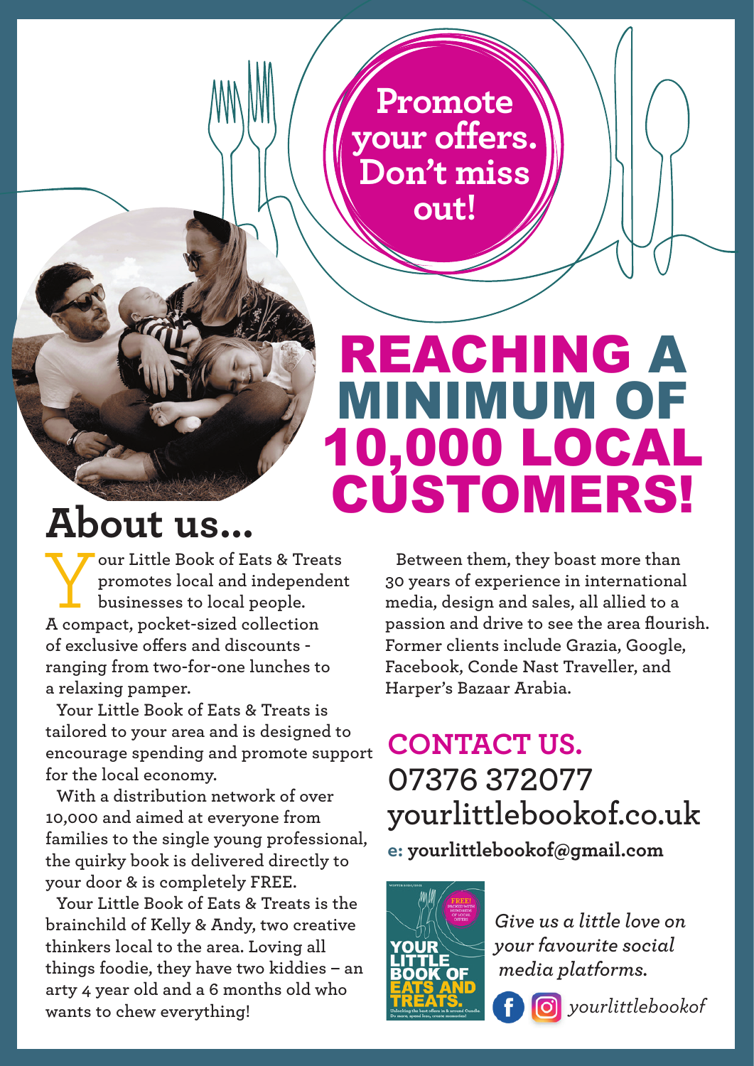**Promote your offers. Don't miss out!**

# REACHING A MINIMUM OF 10,000 LOCAL CUSTOMERS!

## About us...

Your Little Book of Eats & Treats promotes local and independent businesses to local people. A compact, pocket-sized collection of exclusive offers and discounts - ranging from two-for-one lunches to a relaxing pamper.

Your Little Book of Eats & Treats is tailored to your area and is designed to encourage spending and promote support for the local economy.

With a distribution network of over 10,000 and aimed at everyone from families to the single young professional, the quirky book is delivered directly to your door & is completely FREE.

Your Little Book of Eats & Treats is the brainchild of Kelly & Andy, two creative thinkers local to the area. Loving all things foodie, they have two kiddies – an arty 4 year old and a 6 months old who wants to chew everything!

Between them, they boast more than 30 years of experience in international media, design and sales, all allied to a passion and drive to see the area flourish. Former clients include Grazia, Google, Facebook, Conde Nast Traveller, and Harper's Bazaar Arabia.

## CONTACT US.

07376 372077

yourlittlebookof.co.uk

**e: yourlittlebookof@gmail.com**

*Give us a little love on your favourite social media platforms.*

*yourlittlebookof*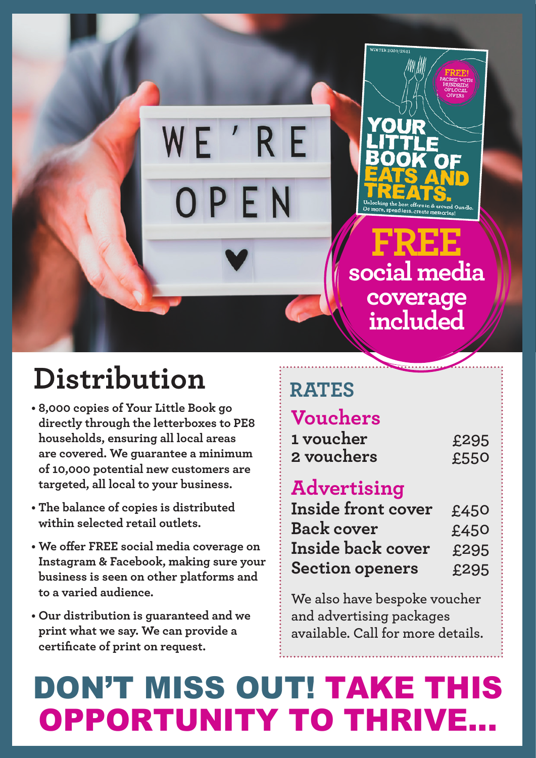**FREE social media coverage included**

# Distribution

- 8,000 copies of Your Little Book go directly through the letterboxes to PE8 households, ensuring all local areas are covered. We guarantee a minimum of 10,000 potential new customers are targeted, all local to your business.
- The balance of copies is distributed within selected retail outlets.
- We offer FREE social media coverage on Instagram & Facebook, making sure your business is seen on other platforms and to a varied audience.
- Our distribution is guaranteed and we print what we say. We can provide a certificate of print on request.

## RATES

### Vouchers

| | |
|---|---|
| 1 voucher | £295 |
| 2 vouchers | £550 |

### Advertising

| | |
|---|---|
| Inside front cover | £450 |
| Back cover | £450 |
| Inside back cover | £295 |
| Section openers | £295 |

We also have bespoke voucher and advertising packages available. Call for more details.

# DON'T MISS OUT! TAKE THIS OPPORTUNITY TO THRIVE...